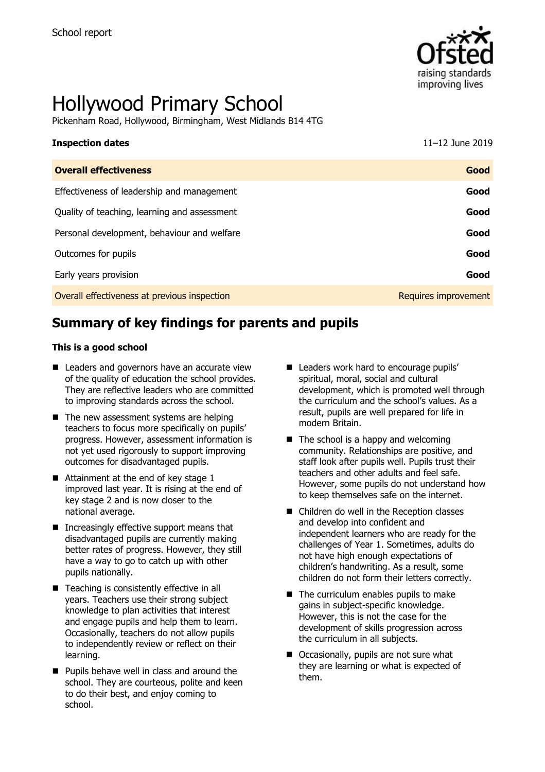School report

# Hollywood Primary School

Pickenham Road, Hollywood, Birmingham, West Midlands B14 4TG

| **Inspection dates** | 11–12 June 2019 |
| --- | --- |
| **Overall effectiveness** | **Good** |
| Effectiveness of leadership and management | **Good** |
| Quality of teaching, learning and assessment | **Good** |
| Personal development, behaviour and welfare | **Good** |
| Outcomes for pupils | **Good** |
| Early years provision | **Good** |
| Overall effectiveness at previous inspection | Requires improvement |

## Summary of key findings for parents and pupils

**This is a good school**

- Leaders and governors have an accurate view of the quality of education the school provides. They are reflective leaders who are committed to improving standards across the school.
- The new assessment systems are helping teachers to focus more specifically on pupils' progress. However, assessment information is not yet used rigorously to support improving outcomes for disadvantaged pupils.
- Attainment at the end of key stage 1 improved last year. It is rising at the end of key stage 2 and is now closer to the national average.
- Increasingly effective support means that disadvantaged pupils are currently making better rates of progress. However, they still have a way to go to catch up with other pupils nationally.
- Teaching is consistently effective in all years. Teachers use their strong subject knowledge to plan activities that interest and engage pupils and help them to learn. Occasionally, teachers do not allow pupils to independently review or reflect on their learning.
- Pupils behave well in class and around the school. They are courteous, polite and keen to do their best, and enjoy coming to school.
- Leaders work hard to encourage pupils' spiritual, moral, social and cultural development, which is promoted well through the curriculum and the school's values. As a result, pupils are well prepared for life in modern Britain.
- The school is a happy and welcoming community. Relationships are positive, and staff look after pupils well. Pupils trust their teachers and other adults and feel safe. However, some pupils do not understand how to keep themselves safe on the internet.
- Children do well in the Reception classes and develop into confident and independent learners who are ready for the challenges of Year 1. Sometimes, adults do not have high enough expectations of children's handwriting. As a result, some children do not form their letters correctly.
- The curriculum enables pupils to make gains in subject-specific knowledge. However, this is not the case for the development of skills progression across the curriculum in all subjects.
- Occasionally, pupils are not sure what they are learning or what is expected of them.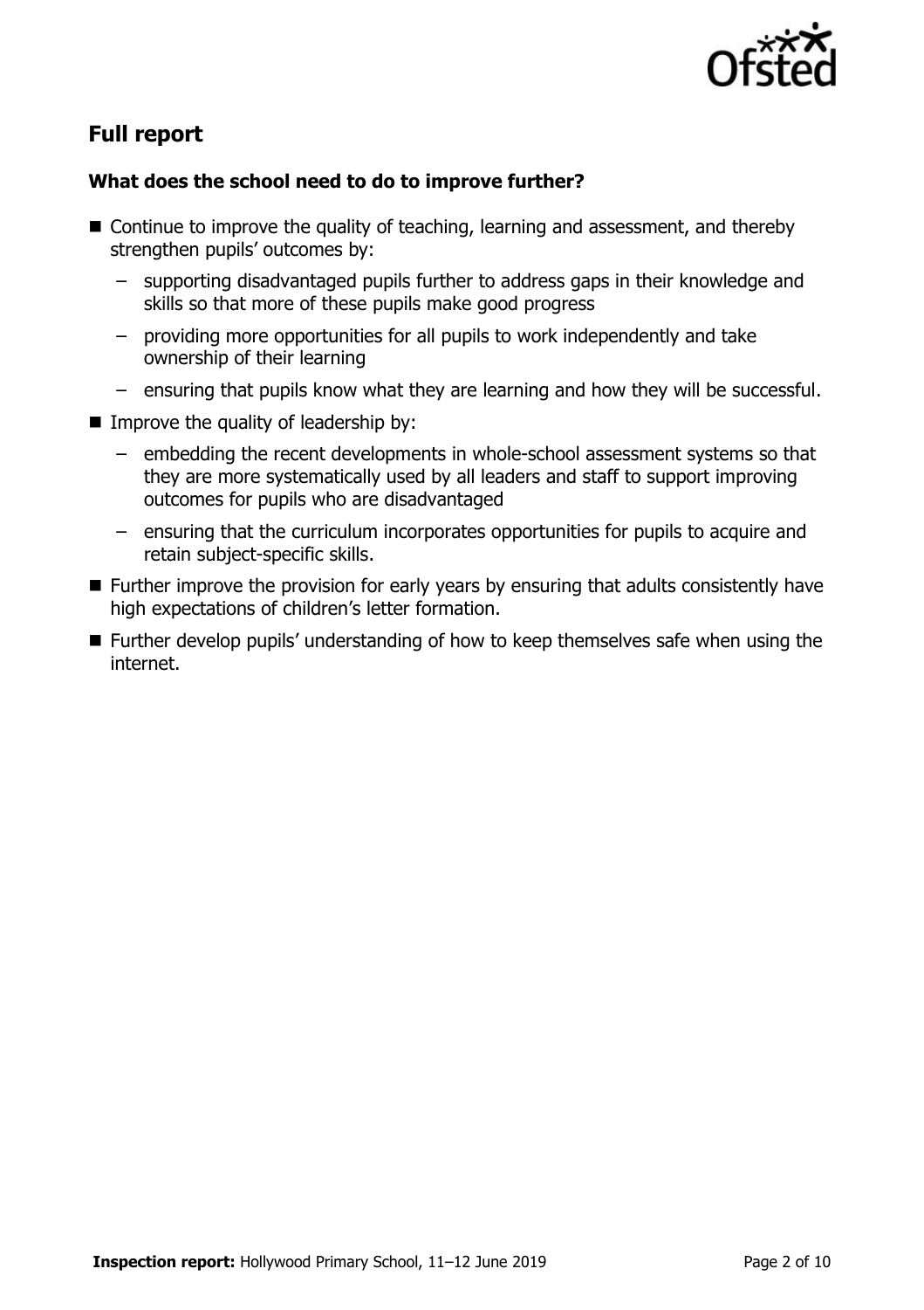## Full report

### What does the school need to do to improve further?

- Continue to improve the quality of teaching, learning and assessment, and thereby strengthen pupils' outcomes by:
  - supporting disadvantaged pupils further to address gaps in their knowledge and skills so that more of these pupils make good progress
  - providing more opportunities for all pupils to work independently and take ownership of their learning
  - ensuring that pupils know what they are learning and how they will be successful.
- Improve the quality of leadership by:
  - embedding the recent developments in whole-school assessment systems so that they are more systematically used by all leaders and staff to support improving outcomes for pupils who are disadvantaged
  - ensuring that the curriculum incorporates opportunities for pupils to acquire and retain subject-specific skills.
- Further improve the provision for early years by ensuring that adults consistently have high expectations of children's letter formation.
- Further develop pupils' understanding of how to keep themselves safe when using the internet.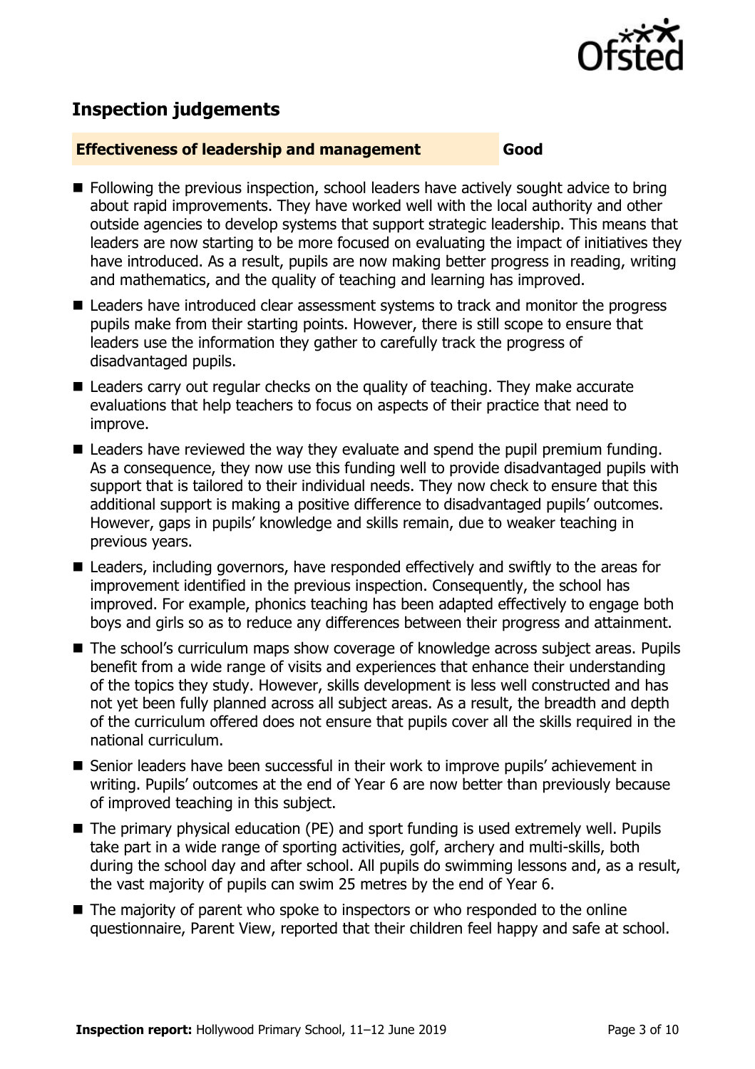## Inspection judgements

**Effectiveness of leadership and management** **Good**

- Following the previous inspection, school leaders have actively sought advice to bring about rapid improvements. They have worked well with the local authority and other outside agencies to develop systems that support strategic leadership. This means that leaders are now starting to be more focused on evaluating the impact of initiatives they have introduced. As a result, pupils are now making better progress in reading, writing and mathematics, and the quality of teaching and learning has improved.
- Leaders have introduced clear assessment systems to track and monitor the progress pupils make from their starting points. However, there is still scope to ensure that leaders use the information they gather to carefully track the progress of disadvantaged pupils.
- Leaders carry out regular checks on the quality of teaching. They make accurate evaluations that help teachers to focus on aspects of their practice that need to improve.
- Leaders have reviewed the way they evaluate and spend the pupil premium funding. As a consequence, they now use this funding well to provide disadvantaged pupils with support that is tailored to their individual needs. They now check to ensure that this additional support is making a positive difference to disadvantaged pupils' outcomes. However, gaps in pupils' knowledge and skills remain, due to weaker teaching in previous years.
- Leaders, including governors, have responded effectively and swiftly to the areas for improvement identified in the previous inspection. Consequently, the school has improved. For example, phonics teaching has been adapted effectively to engage both boys and girls so as to reduce any differences between their progress and attainment.
- The school's curriculum maps show coverage of knowledge across subject areas. Pupils benefit from a wide range of visits and experiences that enhance their understanding of the topics they study. However, skills development is less well constructed and has not yet been fully planned across all subject areas. As a result, the breadth and depth of the curriculum offered does not ensure that pupils cover all the skills required in the national curriculum.
- Senior leaders have been successful in their work to improve pupils' achievement in writing. Pupils' outcomes at the end of Year 6 are now better than previously because of improved teaching in this subject.
- The primary physical education (PE) and sport funding is used extremely well. Pupils take part in a wide range of sporting activities, golf, archery and multi-skills, both during the school day and after school. All pupils do swimming lessons and, as a result, the vast majority of pupils can swim 25 metres by the end of Year 6.
- The majority of parent who spoke to inspectors or who responded to the online questionnaire, Parent View, reported that their children feel happy and safe at school.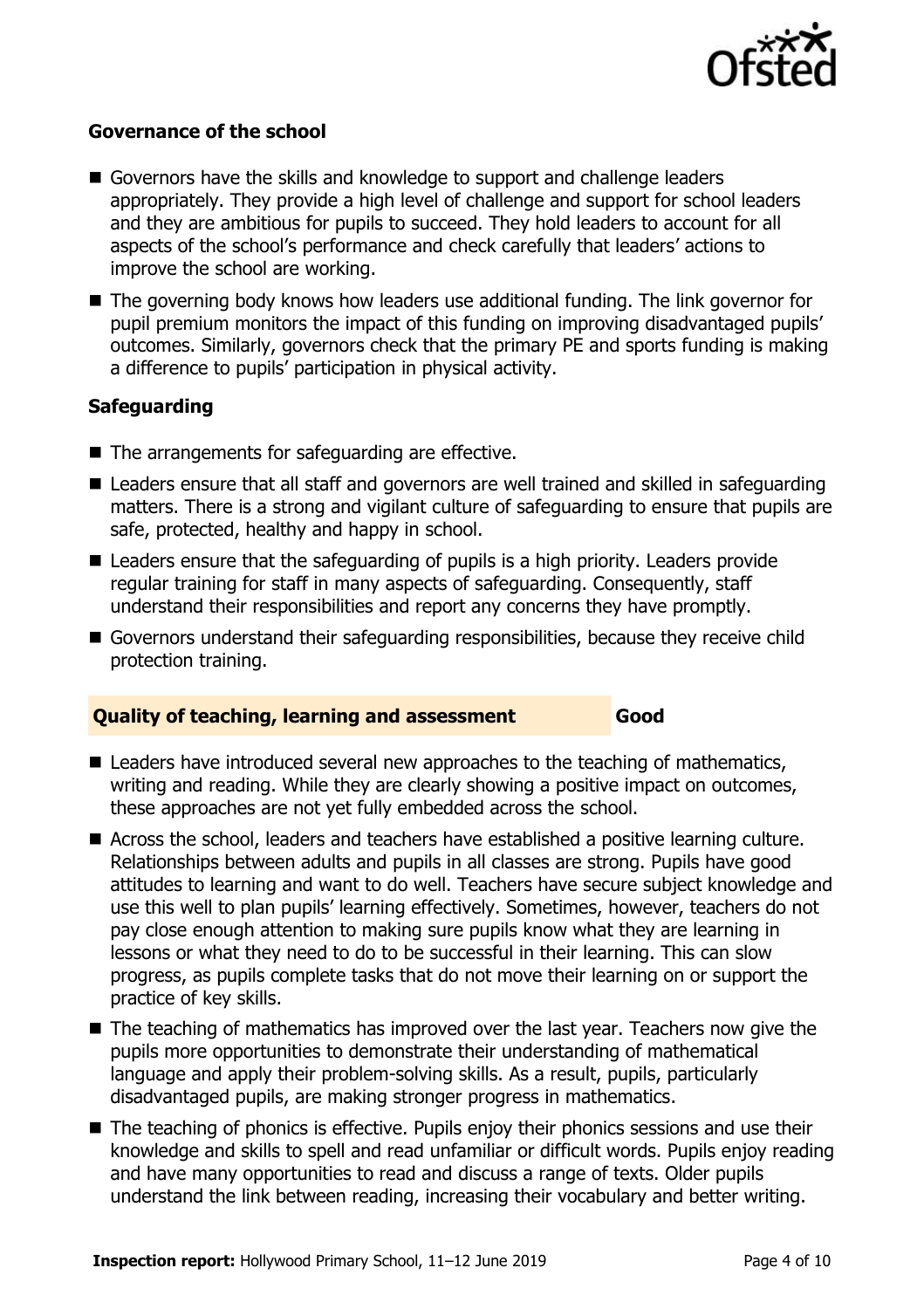### Governance of the school

- Governors have the skills and knowledge to support and challenge leaders appropriately. They provide a high level of challenge and support for school leaders and they are ambitious for pupils to succeed. They hold leaders to account for all aspects of the school's performance and check carefully that leaders' actions to improve the school are working.
- The governing body knows how leaders use additional funding. The link governor for pupil premium monitors the impact of this funding on improving disadvantaged pupils' outcomes. Similarly, governors check that the primary PE and sports funding is making a difference to pupils' participation in physical activity.

### Safeguarding

- The arrangements for safeguarding are effective.
- Leaders ensure that all staff and governors are well trained and skilled in safeguarding matters. There is a strong and vigilant culture of safeguarding to ensure that pupils are safe, protected, healthy and happy in school.
- Leaders ensure that the safeguarding of pupils is a high priority. Leaders provide regular training for staff in many aspects of safeguarding. Consequently, staff understand their responsibilities and report any concerns they have promptly.
- Governors understand their safeguarding responsibilities, because they receive child protection training.

## Quality of teaching, learning and assessment — Good

- Leaders have introduced several new approaches to the teaching of mathematics, writing and reading. While they are clearly showing a positive impact on outcomes, these approaches are not yet fully embedded across the school.
- Across the school, leaders and teachers have established a positive learning culture. Relationships between adults and pupils in all classes are strong. Pupils have good attitudes to learning and want to do well. Teachers have secure subject knowledge and use this well to plan pupils' learning effectively. Sometimes, however, teachers do not pay close enough attention to making sure pupils know what they are learning in lessons or what they need to do to be successful in their learning. This can slow progress, as pupils complete tasks that do not move their learning on or support the practice of key skills.
- The teaching of mathematics has improved over the last year. Teachers now give the pupils more opportunities to demonstrate their understanding of mathematical language and apply their problem-solving skills. As a result, pupils, particularly disadvantaged pupils, are making stronger progress in mathematics.
- The teaching of phonics is effective. Pupils enjoy their phonics sessions and use their knowledge and skills to spell and read unfamiliar or difficult words. Pupils enjoy reading and have many opportunities to read and discuss a range of texts. Older pupils understand the link between reading, increasing their vocabulary and better writing.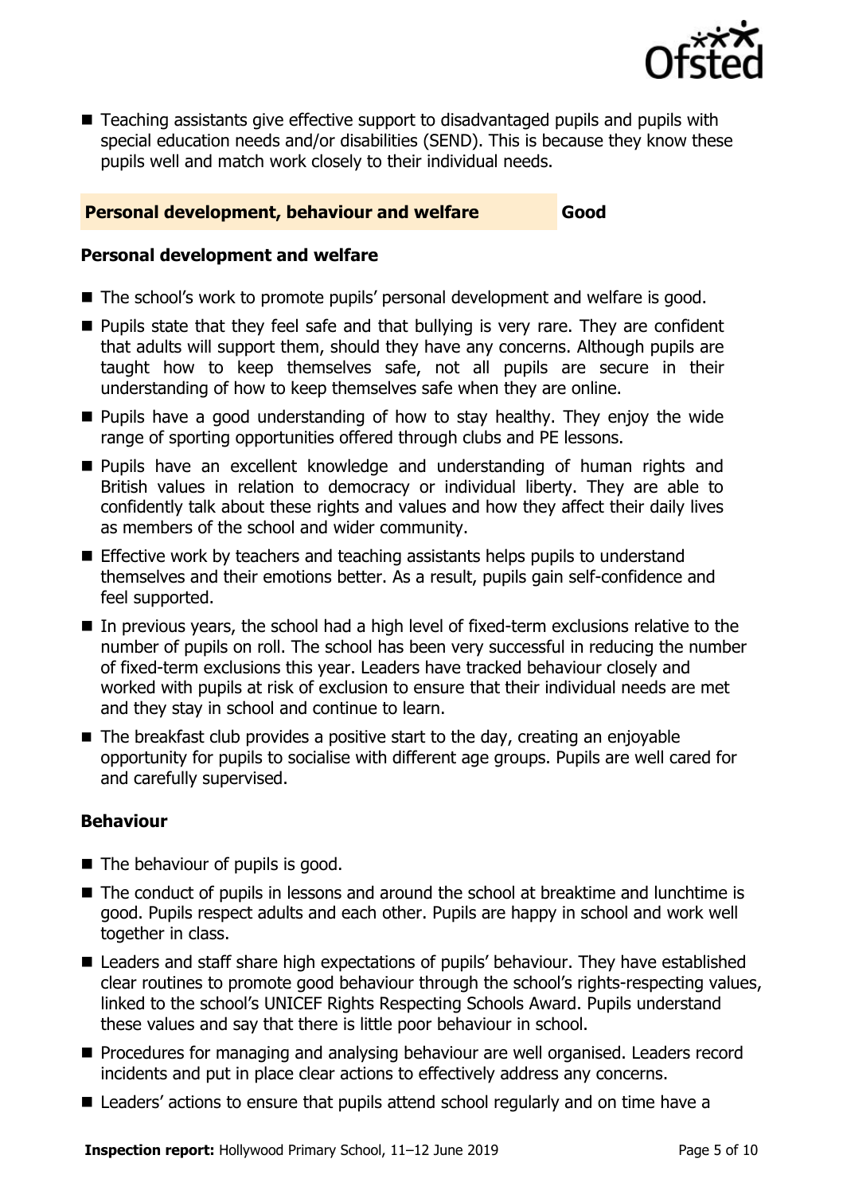- Teaching assistants give effective support to disadvantaged pupils and pupils with special education needs and/or disabilities (SEND). This is because they know these pupils well and match work closely to their individual needs.

## Personal development, behaviour and welfare — Good

### Personal development and welfare

- The school's work to promote pupils' personal development and welfare is good.
- Pupils state that they feel safe and that bullying is very rare. They are confident that adults will support them, should they have any concerns. Although pupils are taught how to keep themselves safe, not all pupils are secure in their understanding of how to keep themselves safe when they are online.
- Pupils have a good understanding of how to stay healthy. They enjoy the wide range of sporting opportunities offered through clubs and PE lessons.
- Pupils have an excellent knowledge and understanding of human rights and British values in relation to democracy or individual liberty. They are able to confidently talk about these rights and values and how they affect their daily lives as members of the school and wider community.
- Effective work by teachers and teaching assistants helps pupils to understand themselves and their emotions better. As a result, pupils gain self-confidence and feel supported.
- In previous years, the school had a high level of fixed-term exclusions relative to the number of pupils on roll. The school has been very successful in reducing the number of fixed-term exclusions this year. Leaders have tracked behaviour closely and worked with pupils at risk of exclusion to ensure that their individual needs are met and they stay in school and continue to learn.
- The breakfast club provides a positive start to the day, creating an enjoyable opportunity for pupils to socialise with different age groups. Pupils are well cared for and carefully supervised.

### Behaviour

- The behaviour of pupils is good.
- The conduct of pupils in lessons and around the school at breaktime and lunchtime is good. Pupils respect adults and each other. Pupils are happy in school and work well together in class.
- Leaders and staff share high expectations of pupils' behaviour. They have established clear routines to promote good behaviour through the school's rights-respecting values, linked to the school's UNICEF Rights Respecting Schools Award. Pupils understand these values and say that there is little poor behaviour in school.
- Procedures for managing and analysing behaviour are well organised. Leaders record incidents and put in place clear actions to effectively address any concerns.
- Leaders' actions to ensure that pupils attend school regularly and on time have a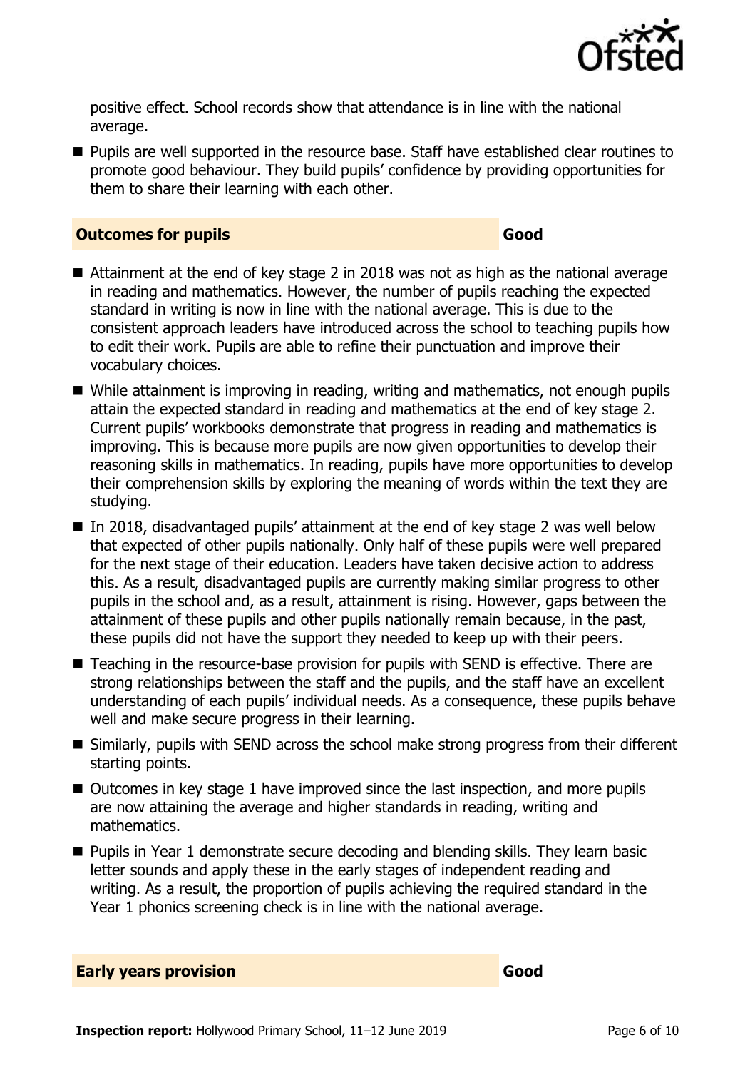positive effect. School records show that attendance is in line with the national average.

- Pupils are well supported in the resource base. Staff have established clear routines to promote good behaviour. They build pupils' confidence by providing opportunities for them to share their learning with each other.

## Outcomes for pupils — Good

- Attainment at the end of key stage 2 in 2018 was not as high as the national average in reading and mathematics. However, the number of pupils reaching the expected standard in writing is now in line with the national average. This is due to the consistent approach leaders have introduced across the school to teaching pupils how to edit their work. Pupils are able to refine their punctuation and improve their vocabulary choices.
- While attainment is improving in reading, writing and mathematics, not enough pupils attain the expected standard in reading and mathematics at the end of key stage 2. Current pupils' workbooks demonstrate that progress in reading and mathematics is improving. This is because more pupils are now given opportunities to develop their reasoning skills in mathematics. In reading, pupils have more opportunities to develop their comprehension skills by exploring the meaning of words within the text they are studying.
- In 2018, disadvantaged pupils' attainment at the end of key stage 2 was well below that expected of other pupils nationally. Only half of these pupils were well prepared for the next stage of their education. Leaders have taken decisive action to address this. As a result, disadvantaged pupils are currently making similar progress to other pupils in the school and, as a result, attainment is rising. However, gaps between the attainment of these pupils and other pupils nationally remain because, in the past, these pupils did not have the support they needed to keep up with their peers.
- Teaching in the resource-base provision for pupils with SEND is effective. There are strong relationships between the staff and the pupils, and the staff have an excellent understanding of each pupils' individual needs. As a consequence, these pupils behave well and make secure progress in their learning.
- Similarly, pupils with SEND across the school make strong progress from their different starting points.
- Outcomes in key stage 1 have improved since the last inspection, and more pupils are now attaining the average and higher standards in reading, writing and mathematics.
- Pupils in Year 1 demonstrate secure decoding and blending skills. They learn basic letter sounds and apply these in the early stages of independent reading and writing. As a result, the proportion of pupils achieving the required standard in the Year 1 phonics screening check is in line with the national average.

## Early years provision — Good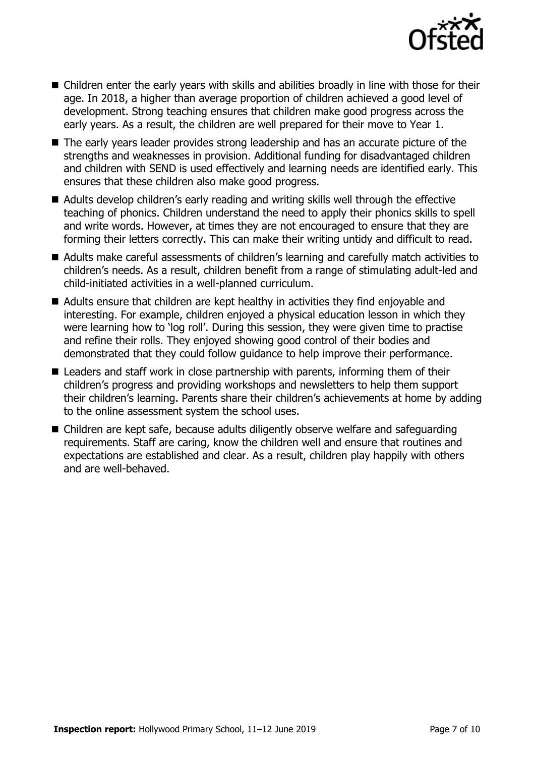- Children enter the early years with skills and abilities broadly in line with those for their age. In 2018, a higher than average proportion of children achieved a good level of development. Strong teaching ensures that children make good progress across the early years. As a result, the children are well prepared for their move to Year 1.
- The early years leader provides strong leadership and has an accurate picture of the strengths and weaknesses in provision. Additional funding for disadvantaged children and children with SEND is used effectively and learning needs are identified early. This ensures that these children also make good progress.
- Adults develop children's early reading and writing skills well through the effective teaching of phonics. Children understand the need to apply their phonics skills to spell and write words. However, at times they are not encouraged to ensure that they are forming their letters correctly. This can make their writing untidy and difficult to read.
- Adults make careful assessments of children's learning and carefully match activities to children's needs. As a result, children benefit from a range of stimulating adult-led and child-initiated activities in a well-planned curriculum.
- Adults ensure that children are kept healthy in activities they find enjoyable and interesting. For example, children enjoyed a physical education lesson in which they were learning how to 'log roll'. During this session, they were given time to practise and refine their rolls. They enjoyed showing good control of their bodies and demonstrated that they could follow guidance to help improve their performance.
- Leaders and staff work in close partnership with parents, informing them of their children's progress and providing workshops and newsletters to help them support their children's learning. Parents share their children's achievements at home by adding to the online assessment system the school uses.
- Children are kept safe, because adults diligently observe welfare and safeguarding requirements. Staff are caring, know the children well and ensure that routines and expectations are established and clear. As a result, children play happily with others and are well-behaved.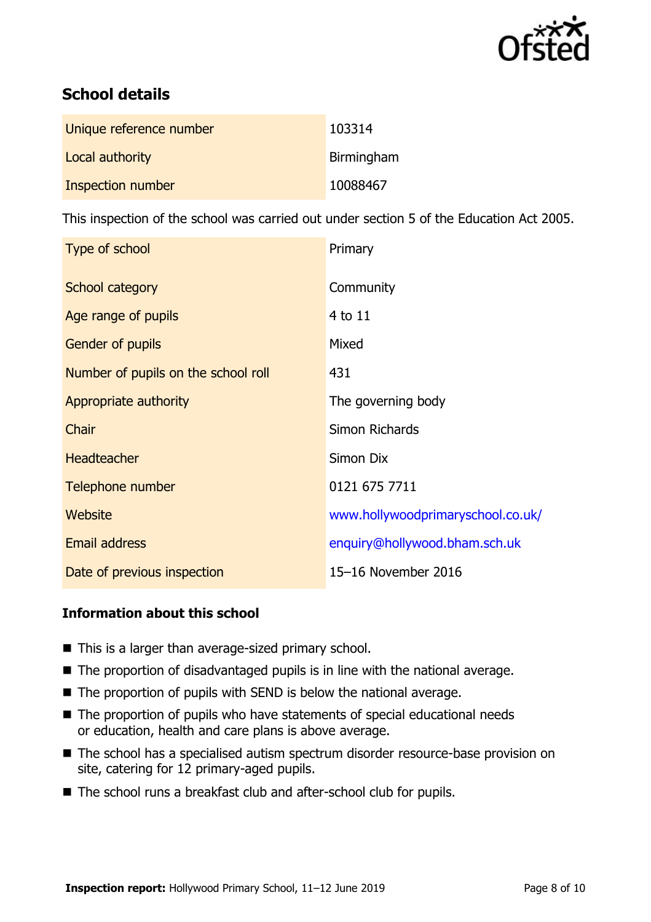## School details

| | |
|---|---|
| Unique reference number | 103314 |
| Local authority | Birmingham |
| Inspection number | 10088467 |

This inspection of the school was carried out under section 5 of the Education Act 2005.

| | |
|---|---|
| Type of school | Primary |
| School category | Community |
| Age range of pupils | 4 to 11 |
| Gender of pupils | Mixed |
| Number of pupils on the school roll | 431 |
| Appropriate authority | The governing body |
| Chair | Simon Richards |
| Headteacher | Simon Dix |
| Telephone number | 0121 675 7711 |
| Website | www.hollywoodprimaryschool.co.uk/ |
| Email address | enquiry@hollywood.bham.sch.uk |
| Date of previous inspection | 15–16 November 2016 |

### Information about this school

- This is a larger than average-sized primary school.
- The proportion of disadvantaged pupils is in line with the national average.
- The proportion of pupils with SEND is below the national average.
- The proportion of pupils who have statements of special educational needs or education, health and care plans is above average.
- The school has a specialised autism spectrum disorder resource-base provision on site, catering for 12 primary-aged pupils.
- The school runs a breakfast club and after-school club for pupils.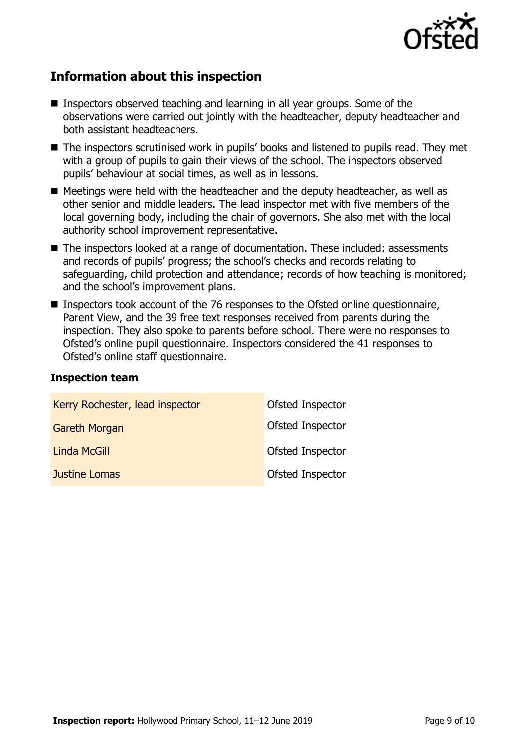## Information about this inspection

- Inspectors observed teaching and learning in all year groups. Some of the observations were carried out jointly with the headteacher, deputy headteacher and both assistant headteachers.
- The inspectors scrutinised work in pupils' books and listened to pupils read. They met with a group of pupils to gain their views of the school. The inspectors observed pupils' behaviour at social times, as well as in lessons.
- Meetings were held with the headteacher and the deputy headteacher, as well as other senior and middle leaders. The lead inspector met with five members of the local governing body, including the chair of governors. She also met with the local authority school improvement representative.
- The inspectors looked at a range of documentation. These included: assessments and records of pupils' progress; the school's checks and records relating to safeguarding, child protection and attendance; records of how teaching is monitored; and the school's improvement plans.
- Inspectors took account of the 76 responses to the Ofsted online questionnaire, Parent View, and the 39 free text responses received from parents during the inspection. They also spoke to parents before school. There were no responses to Ofsted's online pupil questionnaire. Inspectors considered the 41 responses to Ofsted's online staff questionnaire.

### Inspection team

| | |
|---|---|
| Kerry Rochester, lead inspector | Ofsted Inspector |
| Gareth Morgan | Ofsted Inspector |
| Linda McGill | Ofsted Inspector |
| Justine Lomas | Ofsted Inspector |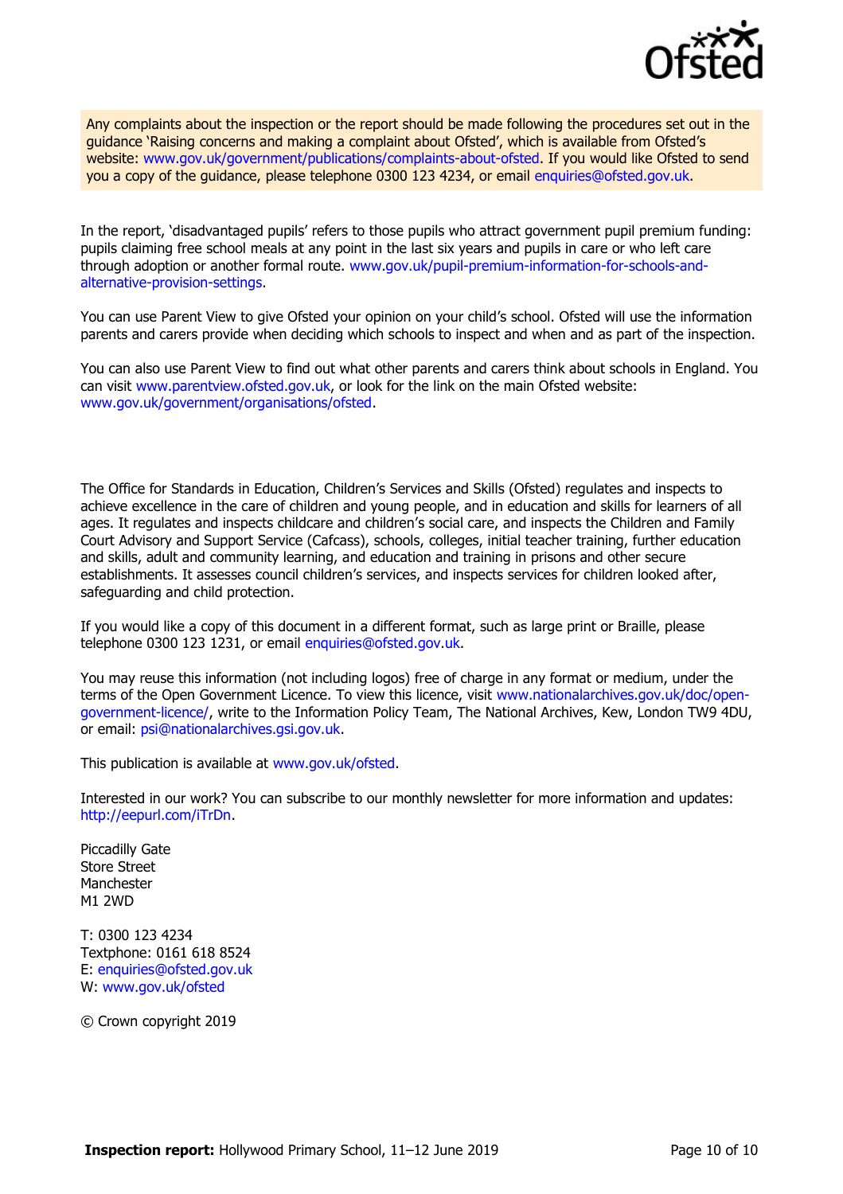Any complaints about the inspection or the report should be made following the procedures set out in the guidance 'Raising concerns and making a complaint about Ofsted', which is available from Ofsted's website: www.gov.uk/government/publications/complaints-about-ofsted. If you would like Ofsted to send you a copy of the guidance, please telephone 0300 123 4234, or email enquiries@ofsted.gov.uk.

In the report, 'disadvantaged pupils' refers to those pupils who attract government pupil premium funding: pupils claiming free school meals at any point in the last six years and pupils in care or who left care through adoption or another formal route. www.gov.uk/pupil-premium-information-for-schools-and-alternative-provision-settings.

You can use Parent View to give Ofsted your opinion on your child's school. Ofsted will use the information parents and carers provide when deciding which schools to inspect and when and as part of the inspection.

You can also use Parent View to find out what other parents and carers think about schools in England. You can visit www.parentview.ofsted.gov.uk, or look for the link on the main Ofsted website: www.gov.uk/government/organisations/ofsted.

The Office for Standards in Education, Children's Services and Skills (Ofsted) regulates and inspects to achieve excellence in the care of children and young people, and in education and skills for learners of all ages. It regulates and inspects childcare and children's social care, and inspects the Children and Family Court Advisory and Support Service (Cafcass), schools, colleges, initial teacher training, further education and skills, adult and community learning, and education and training in prisons and other secure establishments. It assesses council children's services, and inspects services for children looked after, safeguarding and child protection.

If you would like a copy of this document in a different format, such as large print or Braille, please telephone 0300 123 1231, or email enquiries@ofsted.gov.uk.

You may reuse this information (not including logos) free of charge in any format or medium, under the terms of the Open Government Licence. To view this licence, visit www.nationalarchives.gov.uk/doc/open-government-licence/, write to the Information Policy Team, The National Archives, Kew, London TW9 4DU, or email: psi@nationalarchives.gsi.gov.uk.

This publication is available at www.gov.uk/ofsted.

Interested in our work? You can subscribe to our monthly newsletter for more information and updates: http://eepurl.com/iTrDn.

Piccadilly Gate
Store Street
Manchester
M1 2WD

T: 0300 123 4234
Textphone: 0161 618 8524
E: enquiries@ofsted.gov.uk
W: www.gov.uk/ofsted

© Crown copyright 2019